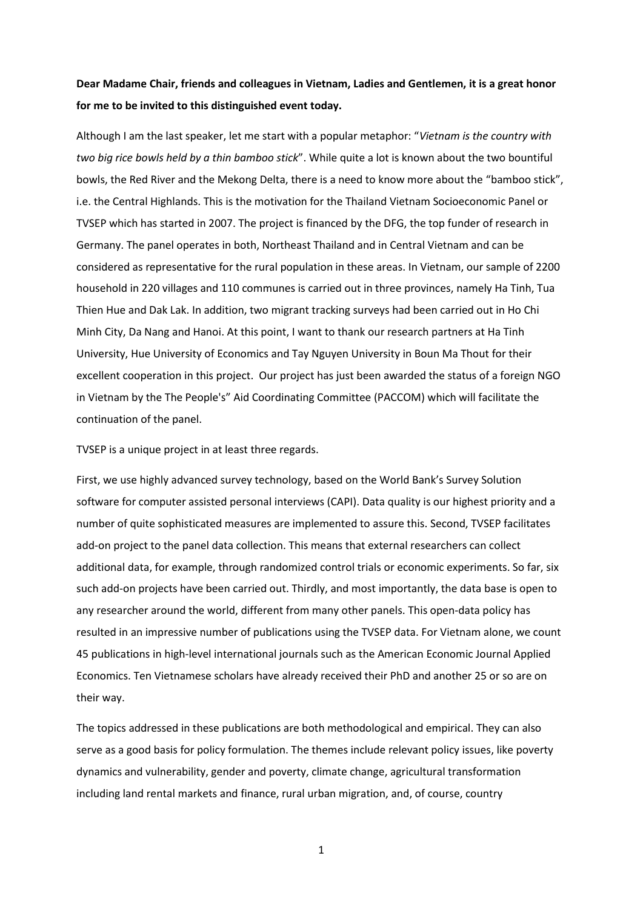**Dear Madame Chair, friends and colleagues in Vietnam, Ladies and Gentlemen, it is a great honor for me to be invited to this distinguished event today.**

Although I am the last speaker, let me start with a popular metaphor: "*Vietnam is the country with two big rice bowls held by a thin bamboo stick*". While quite a lot is known about the two bountiful bowls, the Red River and the Mekong Delta, there is a need to know more about the "bamboo stick", i.e. the Central Highlands. This is the motivation for the Thailand Vietnam Socioeconomic Panel or TVSEP which has started in 2007. The project is financed by the DFG, the top funder of research in Germany. The panel operates in both, Northeast Thailand and in Central Vietnam and can be considered as representative for the rural population in these areas. In Vietnam, our sample of 2200 household in 220 villages and 110 communes is carried out in three provinces, namely Ha Tinh, Tua Thien Hue and Dak Lak. In addition, two migrant tracking surveys had been carried out in Ho Chi Minh City, Da Nang and Hanoi. At this point, I want to thank our research partners at Ha Tinh University, Hue University of Economics and Tay Nguyen University in Boun Ma Thout for their excellent cooperation in this project. Our project has just been awarded the status of a foreign NGO in Vietnam by the The People's" Aid Coordinating Committee (PACCOM) which will facilitate the continuation of the panel.

TVSEP is a unique project in at least three regards.

First, we use highly advanced survey technology, based on the World Bank's Survey Solution software for computer assisted personal interviews (CAPI). Data quality is our highest priority and a number of quite sophisticated measures are implemented to assure this. Second, TVSEP facilitates add-on project to the panel data collection. This means that external researchers can collect additional data, for example, through randomized control trials or economic experiments. So far, six such add-on projects have been carried out. Thirdly, and most importantly, the data base is open to any researcher around the world, different from many other panels. This open-data policy has resulted in an impressive number of publications using the TVSEP data. For Vietnam alone, we count 45 publications in high-level international journals such as the American Economic Journal Applied Economics. Ten Vietnamese scholars have already received their PhD and another 25 or so are on their way.

The topics addressed in these publications are both methodological and empirical. They can also serve as a good basis for policy formulation. The themes include relevant policy issues, like poverty dynamics and vulnerability, gender and poverty, climate change, agricultural transformation including land rental markets and finance, rural urban migration, and, of course, country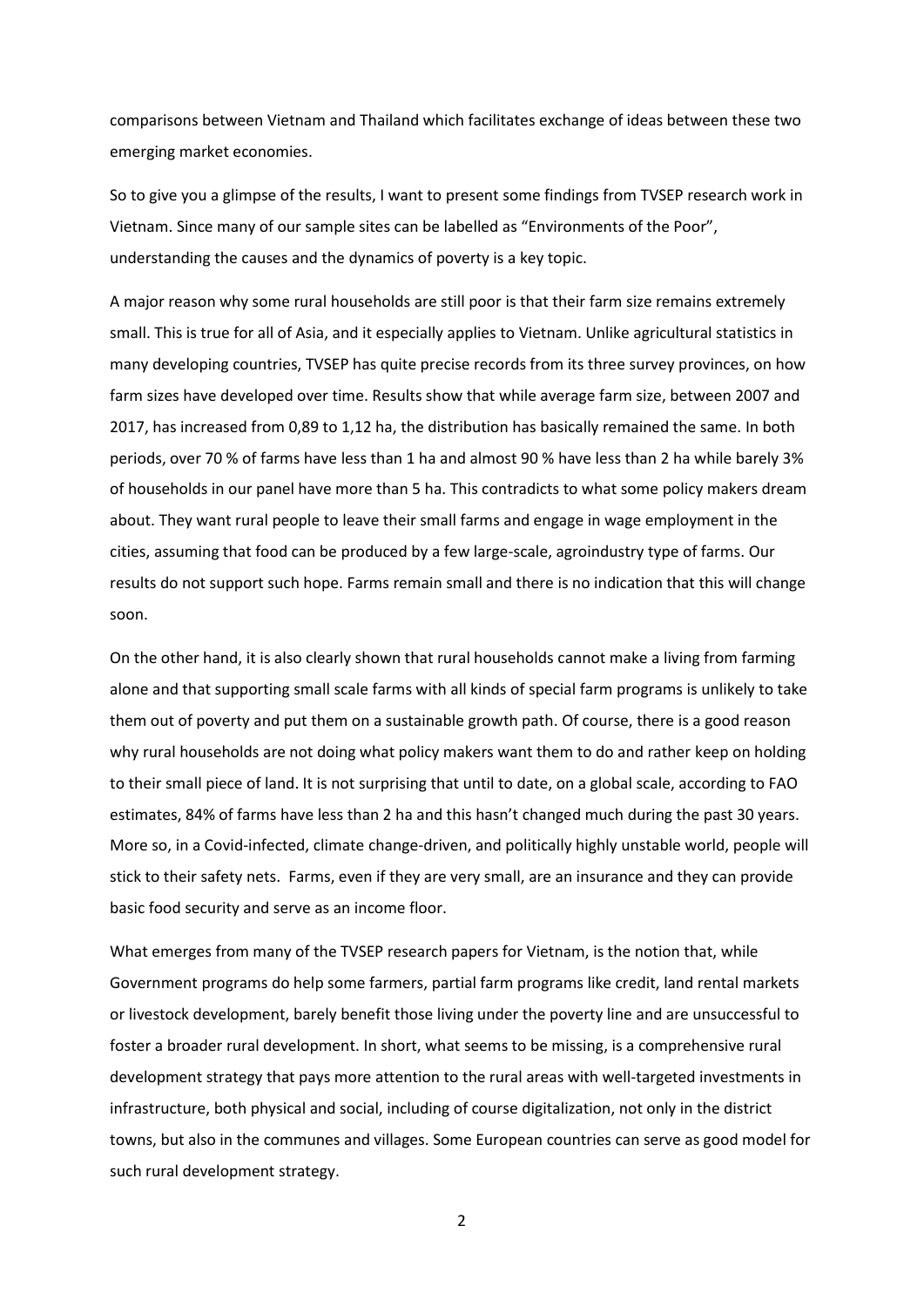comparisons between Vietnam and Thailand which facilitates exchange of ideas between these two emerging market economies.

So to give you a glimpse of the results, I want to present some findings from TVSEP research work in Vietnam. Since many of our sample sites can be labelled as "Environments of the Poor", understanding the causes and the dynamics of poverty is a key topic.

A major reason why some rural households are still poor is that their farm size remains extremely small. This is true for all of Asia, and it especially applies to Vietnam. Unlike agricultural statistics in many developing countries, TVSEP has quite precise records from its three survey provinces, on how farm sizes have developed over time. Results show that while average farm size, between 2007 and 2017, has increased from 0,89 to 1,12 ha, the distribution has basically remained the same. In both periods, over 70 % of farms have less than 1 ha and almost 90 % have less than 2 ha while barely 3% of households in our panel have more than 5 ha. This contradicts to what some policy makers dream about. They want rural people to leave their small farms and engage in wage employment in the cities, assuming that food can be produced by a few large-scale, agroindustry type of farms. Our results do not support such hope. Farms remain small and there is no indication that this will change soon.

On the other hand, it is also clearly shown that rural households cannot make a living from farming alone and that supporting small scale farms with all kinds of special farm programs is unlikely to take them out of poverty and put them on a sustainable growth path. Of course, there is a good reason why rural households are not doing what policy makers want them to do and rather keep on holding to their small piece of land. It is not surprising that until to date, on a global scale, according to FAO estimates, 84% of farms have less than 2 ha and this hasn't changed much during the past 30 years. More so, in a Covid-infected, climate change-driven, and politically highly unstable world, people will stick to their safety nets. Farms, even if they are very small, are an insurance and they can provide basic food security and serve as an income floor.

What emerges from many of the TVSEP research papers for Vietnam, is the notion that, while Government programs do help some farmers, partial farm programs like credit, land rental markets or livestock development, barely benefit those living under the poverty line and are unsuccessful to foster a broader rural development. In short, what seems to be missing, is a comprehensive rural development strategy that pays more attention to the rural areas with well-targeted investments in infrastructure, both physical and social, including of course digitalization, not only in the district towns, but also in the communes and villages. Some European countries can serve as good model for such rural development strategy.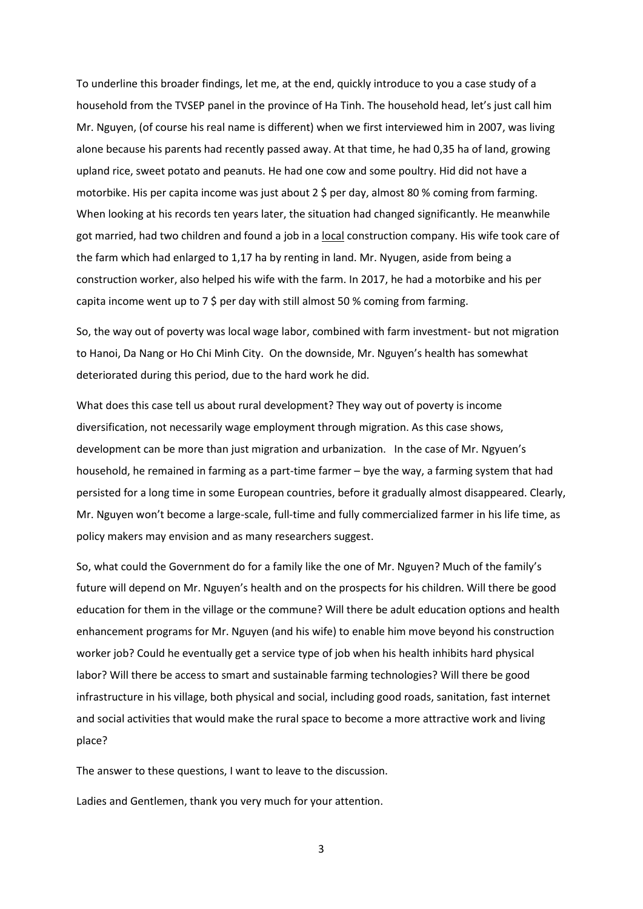To underline this broader findings, let me, at the end, quickly introduce to you a case study of a household from the TVSEP panel in the province of Ha Tinh. The household head, let's just call him Mr. Nguyen, (of course his real name is different) when we first interviewed him in 2007, was living alone because his parents had recently passed away. At that time, he had 0,35 ha of land, growing upland rice, sweet potato and peanuts. He had one cow and some poultry. Hid did not have a motorbike. His per capita income was just about 2 $ per day, almost 80 % coming from farming. When looking at his records ten years later, the situation had changed significantly. He meanwhile got married, had two children and found a job in a <u>local</u> construction company. His wife took care of the farm which had enlarged to 1,17 ha by renting in land. Mr. Nyugen, aside from being a construction worker, also helped his wife with the farm. In 2017, he had a motorbike and his per capita income went up to 7 $ per day with still almost 50 % coming from farming.

So, the way out of poverty was local wage labor, combined with farm investment- but not migration to Hanoi, Da Nang or Ho Chi Minh City. On the downside, Mr. Nguyen's health has somewhat deteriorated during this period, due to the hard work he did.

What does this case tell us about rural development? They way out of poverty is income diversification, not necessarily wage employment through migration. As this case shows, development can be more than just migration and urbanization. In the case of Mr. Ngyuen's household, he remained in farming as a part-time farmer – bye the way, a farming system that had persisted for a long time in some European countries, before it gradually almost disappeared. Clearly, Mr. Nguyen won't become a large-scale, full-time and fully commercialized farmer in his life time, as policy makers may envision and as many researchers suggest.

So, what could the Government do for a family like the one of Mr. Nguyen? Much of the family's future will depend on Mr. Nguyen's health and on the prospects for his children. Will there be good education for them in the village or the commune? Will there be adult education options and health enhancement programs for Mr. Nguyen (and his wife) to enable him move beyond his construction worker job? Could he eventually get a service type of job when his health inhibits hard physical labor? Will there be access to smart and sustainable farming technologies? Will there be good infrastructure in his village, both physical and social, including good roads, sanitation, fast internet and social activities that would make the rural space to become a more attractive work and living place?

The answer to these questions, I want to leave to the discussion.

Ladies and Gentlemen, thank you very much for your attention.